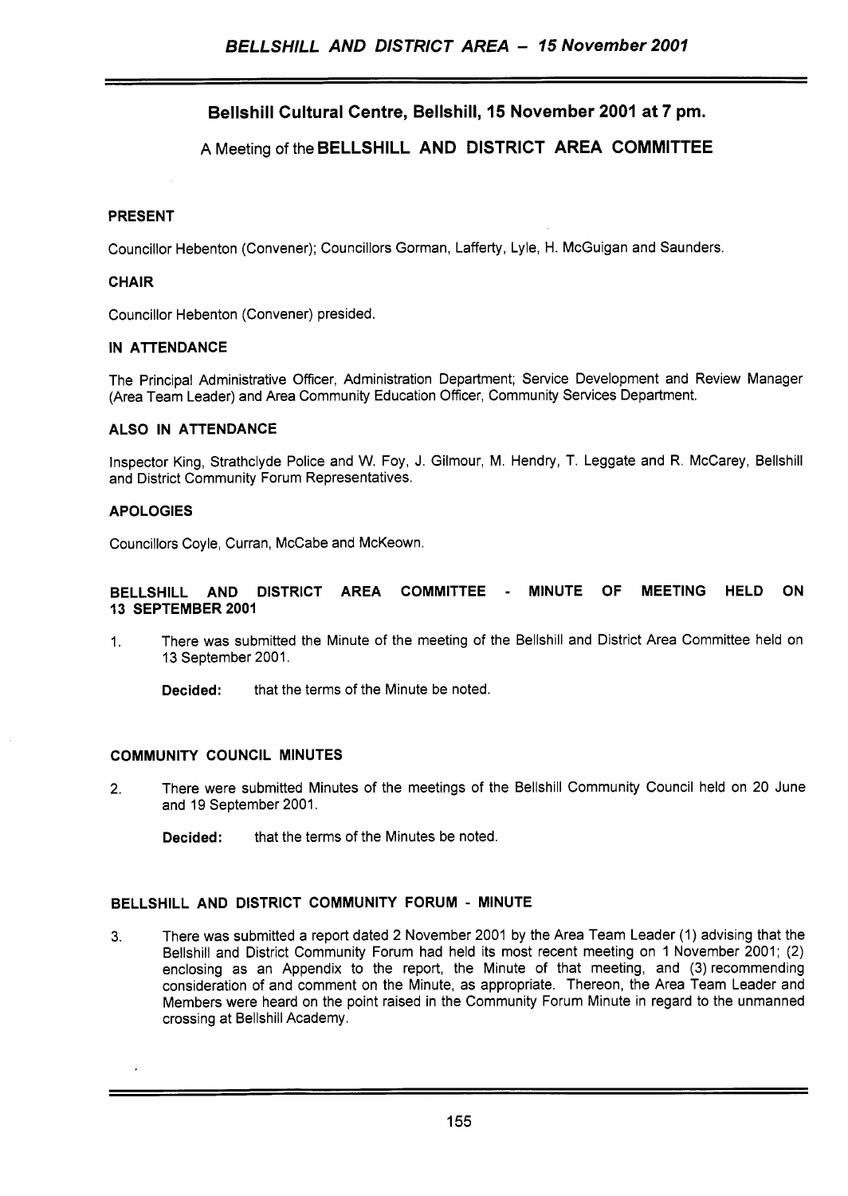# Bellshill Cultural Centre, Bellshill, 15 November 2001 at 7 pm.

## A Meeting of the BELLSHILL AND DISTRICT AREA COMMITTEE

**PRESENT**

Councillor Hebenton (Convener); Councillors Gorman, Lafferty, Lyle, H. McGuigan and Saunders.

**CHAIR**

Councillor Hebenton (Convener) presided.

**IN ATTENDANCE**

The Principal Administrative Officer, Administration Department; Service Development and Review Manager (Area Team Leader) and Area Community Education Officer, Community Services Department.

**ALSO IN ATTENDANCE**

Inspector King, Strathclyde Police and W. Foy, J. Gilmour, M. Hendry, T. Leggate and R. McCarey, Bellshill and District Community Forum Representatives.

**APOLOGIES**

Councillors Coyle, Curran, McCabe and McKeown.

**BELLSHILL AND DISTRICT AREA COMMITTEE - MINUTE OF MEETING HELD ON 13 SEPTEMBER 2001**

1. There was submitted the Minute of the meeting of the Bellshill and District Area Committee held on 13 September 2001.

   **Decided:** that the terms of the Minute be noted.

**COMMUNITY COUNCIL MINUTES**

2. There were submitted Minutes of the meetings of the Bellshill Community Council held on 20 June and 19 September 2001.

   **Decided:** that the terms of the Minutes be noted.

**BELLSHILL AND DISTRICT COMMUNITY FORUM - MINUTE**

3. There was submitted a report dated 2 November 2001 by the Area Team Leader (1) advising that the Bellshill and District Community Forum had held its most recent meeting on 1 November 2001; (2) enclosing as an Appendix to the report, the Minute of that meeting, and (3) recommending consideration of and comment on the Minute, as appropriate. Thereon, the Area Team Leader and Members were heard on the point raised in the Community Forum Minute in regard to the unmanned crossing at Bellshill Academy.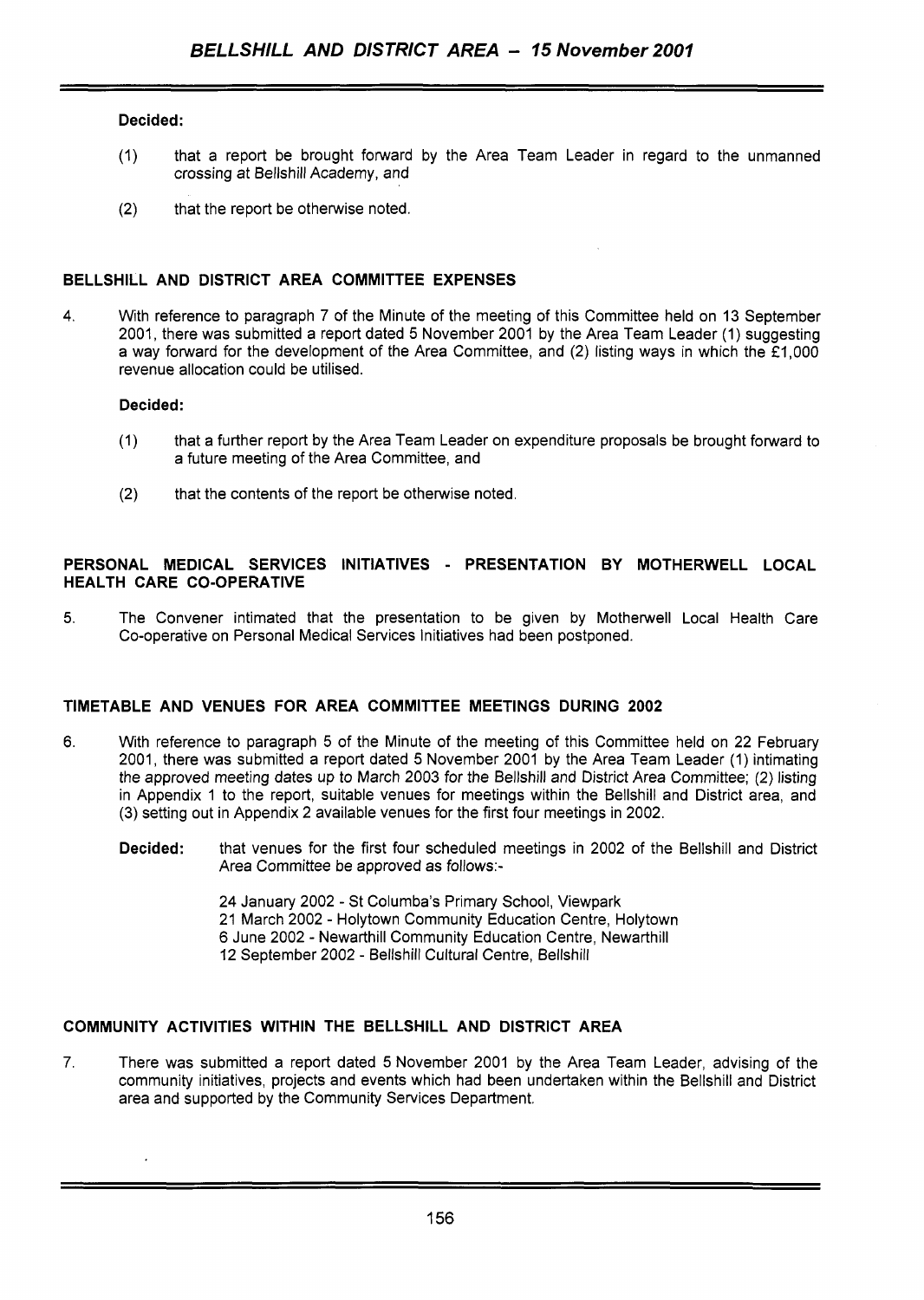**Decided:**

(1) that a report be brought forward by the Area Team Leader in regard to the unmanned crossing at Bellshill Academy, and

(2) that the report be otherwise noted.

## BELLSHILL AND DISTRICT AREA COMMITTEE EXPENSES

4. With reference to paragraph 7 of the Minute of the meeting of this Committee held on 13 September 2001, there was submitted a report dated 5 November 2001 by the Area Team Leader (1) suggesting a way forward for the development of the Area Committee, and (2) listing ways in which the £1,000 revenue allocation could be utilised.

**Decided:**

(1) that a further report by the Area Team Leader on expenditure proposals be brought forward to a future meeting of the Area Committee, and

(2) that the contents of the report be otherwise noted.

## PERSONAL MEDICAL SERVICES INITIATIVES - PRESENTATION BY MOTHERWELL LOCAL HEALTH CARE CO-OPERATIVE

5. The Convener intimated that the presentation to be given by Motherwell Local Health Care Co-operative on Personal Medical Services Initiatives had been postponed.

## TIMETABLE AND VENUES FOR AREA COMMITTEE MEETINGS DURING 2002

6. With reference to paragraph 5 of the Minute of the meeting of this Committee held on 22 February 2001, there was submitted a report dated 5 November 2001 by the Area Team Leader (1) intimating the approved meeting dates up to March 2003 for the Bellshill and District Area Committee; (2) listing in Appendix 1 to the report, suitable venues for meetings within the Bellshill and District area, and (3) setting out in Appendix 2 available venues for the first four meetings in 2002.

**Decided:** that venues for the first four scheduled meetings in 2002 of the Bellshill and District Area Committee be approved as follows:-

24 January 2002 - St Columba's Primary School, Viewpark
21 March 2002 - Holytown Community Education Centre, Holytown
6 June 2002 - Newarthill Community Education Centre, Newarthill
12 September 2002 - Bellshill Cultural Centre, Bellshill

## COMMUNITY ACTIVITIES WITHIN THE BELLSHILL AND DISTRICT AREA

7. There was submitted a report dated 5 November 2001 by the Area Team Leader, advising of the community initiatives, projects and events which had been undertaken within the Bellshill and District area and supported by the Community Services Department.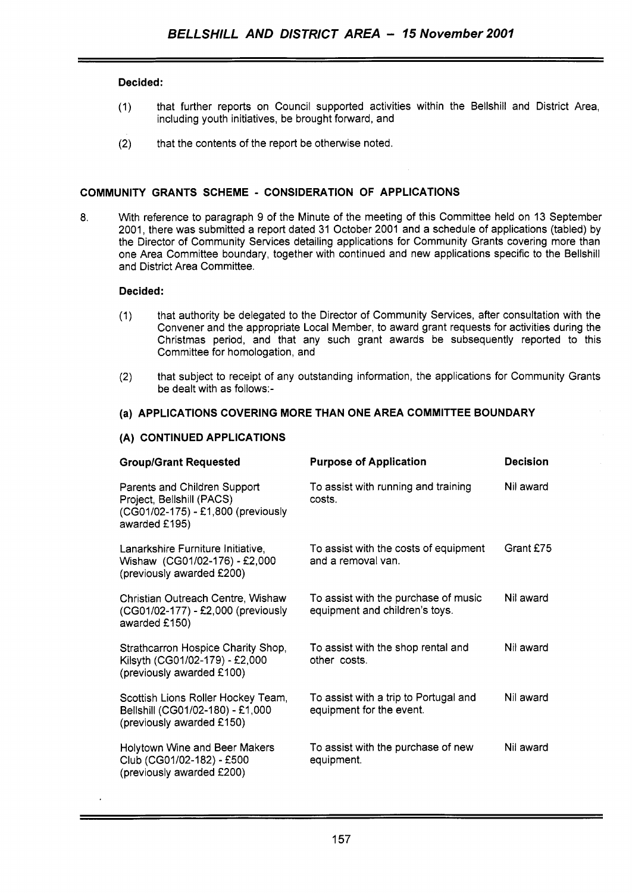**Decided:**

(1) that further reports on Council supported activities within the Bellshill and District Area, including youth initiatives, be brought forward, and

(2) that the contents of the report be otherwise noted.

## COMMUNITY GRANTS SCHEME - CONSIDERATION OF APPLICATIONS

8. With reference to paragraph 9 of the Minute of the meeting of this Committee held on 13 September 2001, there was submitted a report dated 31 October 2001 and a schedule of applications (tabled) by the Director of Community Services detailing applications for Community Grants covering more than one Area Committee boundary, together with continued and new applications specific to the Bellshill and District Area Committee.

**Decided:**

(1) that authority be delegated to the Director of Community Services, after consultation with the Convener and the appropriate Local Member, to award grant requests for activities during the Christmas period, and that any such grant awards be subsequently reported to this Committee for homologation, and

(2) that subject to receipt of any outstanding information, the applications for Community Grants be dealt with as follows:-

### (a) APPLICATIONS COVERING MORE THAN ONE AREA COMMITTEE BOUNDARY

### (A) CONTINUED APPLICATIONS

| Group/Grant Requested | Purpose of Application | Decision |
|---|---|---|
| Parents and Children Support Project, Bellshill (PACS) (CG01/02-175) - £1,800 (previously awarded £195) | To assist with running and training costs. | Nil award |
| Lanarkshire Furniture Initiative, Wishaw (CG01/02-176) - £2,000 (previously awarded £200) | To assist with the costs of equipment and a removal van. | Grant £75 |
| Christian Outreach Centre, Wishaw (CG01/02-177) - £2,000 (previously awarded £150) | To assist with the purchase of music equipment and children's toys. | Nil award |
| Strathcarron Hospice Charity Shop, Kilsyth (CG01/02-179) - £2,000 (previously awarded £100) | To assist with the shop rental and other costs. | Nil award |
| Scottish Lions Roller Hockey Team, Bellshill (CG01/02-180) - £1,000 (previously awarded £150) | To assist with a trip to Portugal and equipment for the event. | Nil award |
| Holytown Wine and Beer Makers Club (CG01/02-182) - £500 (previously awarded £200) | To assist with the purchase of new equipment. | Nil award |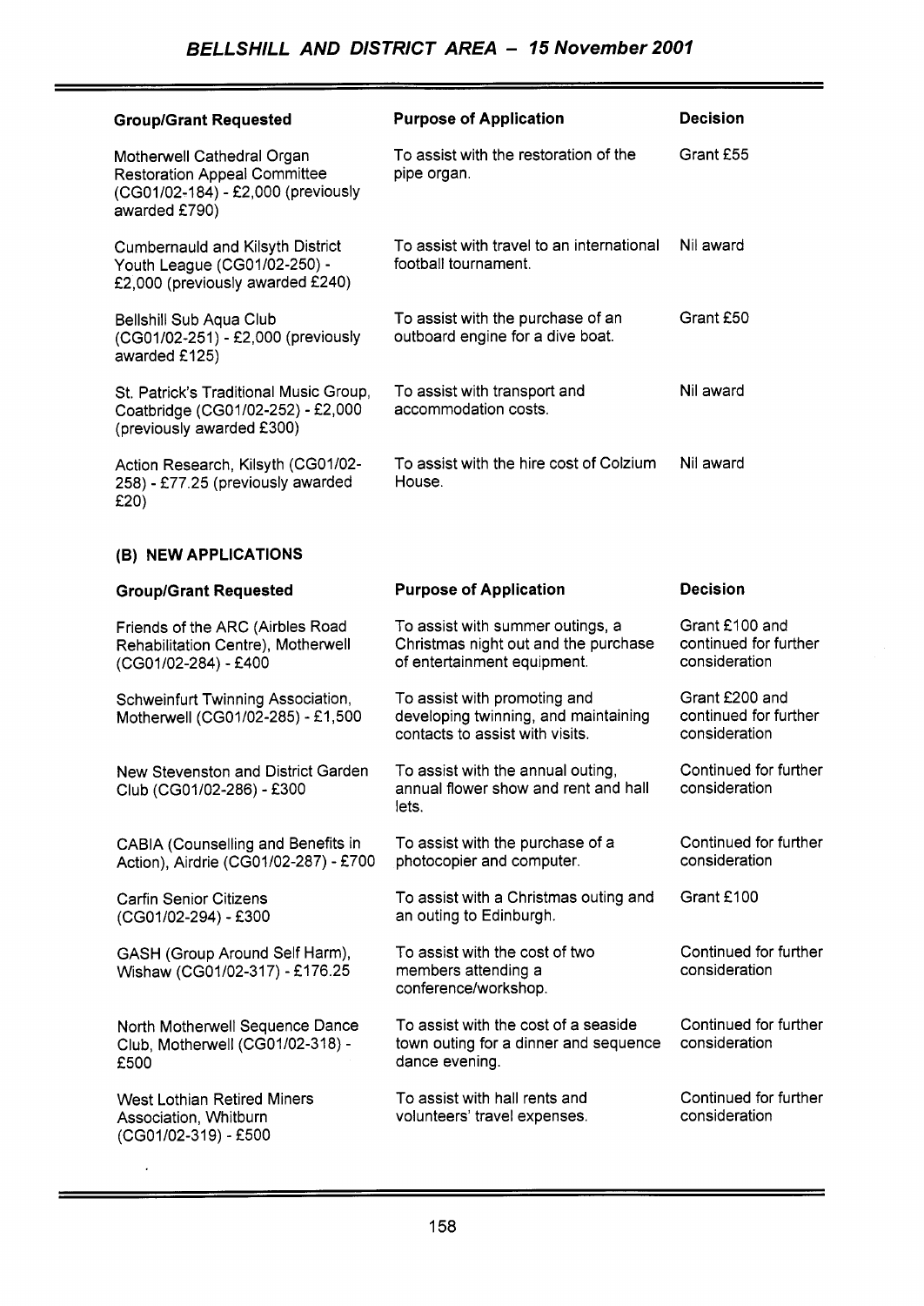## BELLSHILL AND DISTRICT AREA – 15 November 2001

| Group/Grant Requested | Purpose of Application | Decision |
|---|---|---|
| Motherwell Cathedral Organ Restoration Appeal Committee (CG01/02-184) - £2,000 (previously awarded £790) | To assist with the restoration of the pipe organ. | Grant £55 |
| Cumbernauld and Kilsyth District Youth League (CG01/02-250) - £2,000 (previously awarded £240) | To assist with travel to an international football tournament. | Nil award |
| Bellshill Sub Aqua Club (CG01/02-251) - £2,000 (previously awarded £125) | To assist with the purchase of an outboard engine for a dive boat. | Grant £50 |
| St. Patrick's Traditional Music Group, Coatbridge (CG01/02-252) - £2,000 (previously awarded £300) | To assist with transport and accommodation costs. | Nil award |
| Action Research, Kilsyth (CG01/02-258) - £77.25 (previously awarded £20) | To assist with the hire cost of Colzium House. | Nil award |

### (B) NEW APPLICATIONS

| Group/Grant Requested | Purpose of Application | Decision |
|---|---|---|
| Friends of the ARC (Airbles Road Rehabilitation Centre), Motherwell (CG01/02-284) - £400 | To assist with summer outings, a Christmas night out and the purchase of entertainment equipment. | Grant £100 and continued for further consideration |
| Schweinfurt Twinning Association, Motherwell (CG01/02-285) - £1,500 | To assist with promoting and developing twinning, and maintaining contacts to assist with visits. | Grant £200 and continued for further consideration |
| New Stevenston and District Garden Club (CG01/02-286) - £300 | To assist with the annual outing, annual flower show and rent and hall lets. | Continued for further consideration |
| CABIA (Counselling and Benefits in Action), Airdrie (CG01/02-287) - £700 | To assist with the purchase of a photocopier and computer. | Continued for further consideration |
| Carfin Senior Citizens (CG01/02-294) - £300 | To assist with a Christmas outing and an outing to Edinburgh. | Grant £100 |
| GASH (Group Around Self Harm), Wishaw (CG01/02-317) - £176.25 | To assist with the cost of two members attending a conference/workshop. | Continued for further consideration |
| North Motherwell Sequence Dance Club, Motherwell (CG01/02-318) - £500 | To assist with the cost of a seaside town outing for a dinner and sequence dance evening. | Continued for further consideration |
| West Lothian Retired Miners Association, Whitburn (CG01/02-319) - £500 | To assist with hall rents and volunteers' travel expenses. | Continued for further consideration |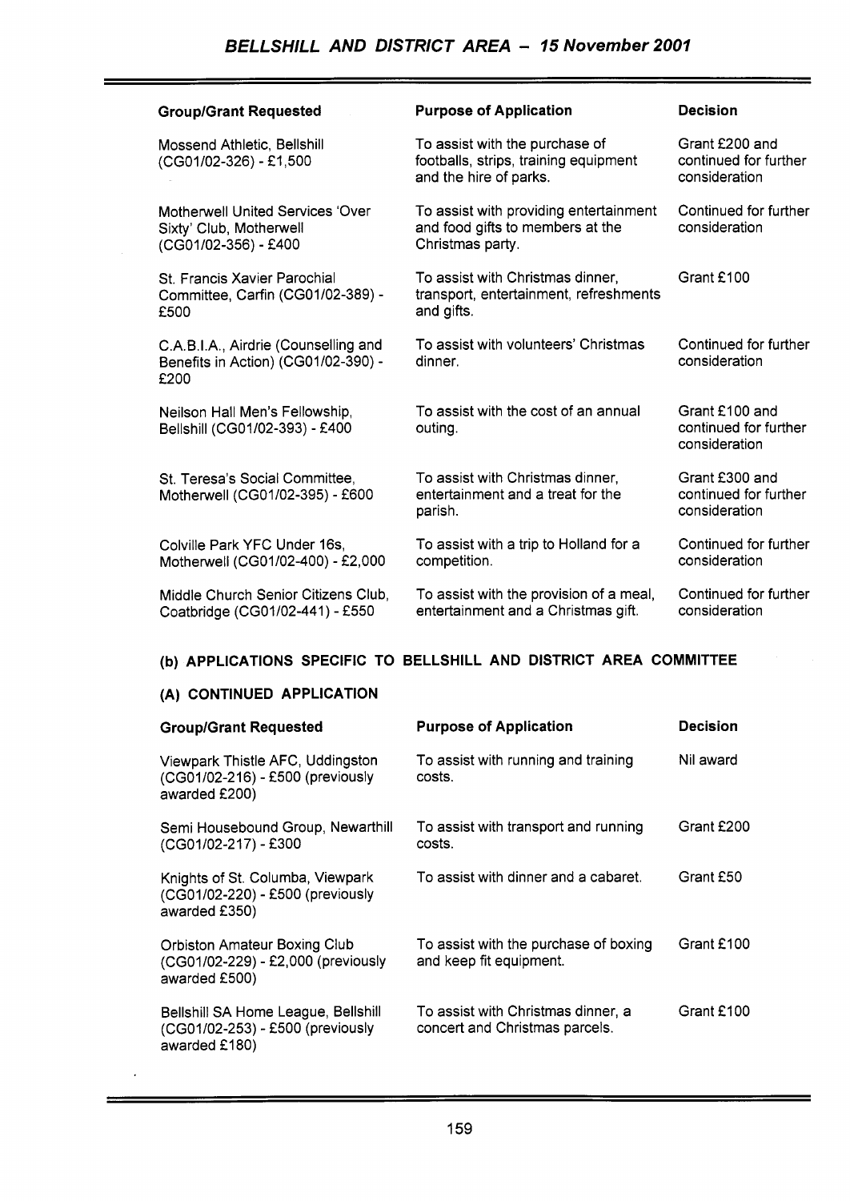| Group/Grant Requested | Purpose of Application | Decision |
|---|---|---|
| Mossend Athletic, Bellshill (CG01/02-326) - £1,500 | To assist with the purchase of footballs, strips, training equipment and the hire of parks. | Grant £200 and continued for further consideration |
| Motherwell United Services 'Over Sixty' Club, Motherwell (CG01/02-356) - £400 | To assist with providing entertainment and food gifts to members at the Christmas party. | Continued for further consideration |
| St. Francis Xavier Parochial Committee, Carfin (CG01/02-389) - £500 | To assist with Christmas dinner, transport, entertainment, refreshments and gifts. | Grant £100 |
| C.A.B.I.A., Airdrie (Counselling and Benefits in Action) (CG01/02-390) - £200 | To assist with volunteers' Christmas dinner. | Continued for further consideration |
| Neilson Hall Men's Fellowship, Bellshill (CG01/02-393) - £400 | To assist with the cost of an annual outing. | Grant £100 and continued for further consideration |
| St. Teresa's Social Committee, Motherwell (CG01/02-395) - £600 | To assist with Christmas dinner, entertainment and a treat for the parish. | Grant £300 and continued for further consideration |
| Colville Park YFC Under 16s, Motherwell (CG01/02-400) - £2,000 | To assist with a trip to Holland for a competition. | Continued for further consideration |
| Middle Church Senior Citizens Club, Coatbridge (CG01/02-441) - £550 | To assist with the provision of a meal, entertainment and a Christmas gift. | Continued for further consideration |

## (b) APPLICATIONS SPECIFIC TO BELLSHILL AND DISTRICT AREA COMMITTEE

### (A) CONTINUED APPLICATION

| Group/Grant Requested | Purpose of Application | Decision |
|---|---|---|
| Viewpark Thistle AFC, Uddingston (CG01/02-216) - £500 (previously awarded £200) | To assist with running and training costs. | Nil award |
| Semi Housebound Group, Newarthill (CG01/02-217) - £300 | To assist with transport and running costs. | Grant £200 |
| Knights of St. Columba, Viewpark (CG01/02-220) - £500 (previously awarded £350) | To assist with dinner and a cabaret. | Grant £50 |
| Orbiston Amateur Boxing Club (CG01/02-229) - £2,000 (previously awarded £500) | To assist with the purchase of boxing and keep fit equipment. | Grant £100 |
| Bellshill SA Home League, Bellshill (CG01/02-253) - £500 (previously awarded £180) | To assist with Christmas dinner, a concert and Christmas parcels. | Grant £100 |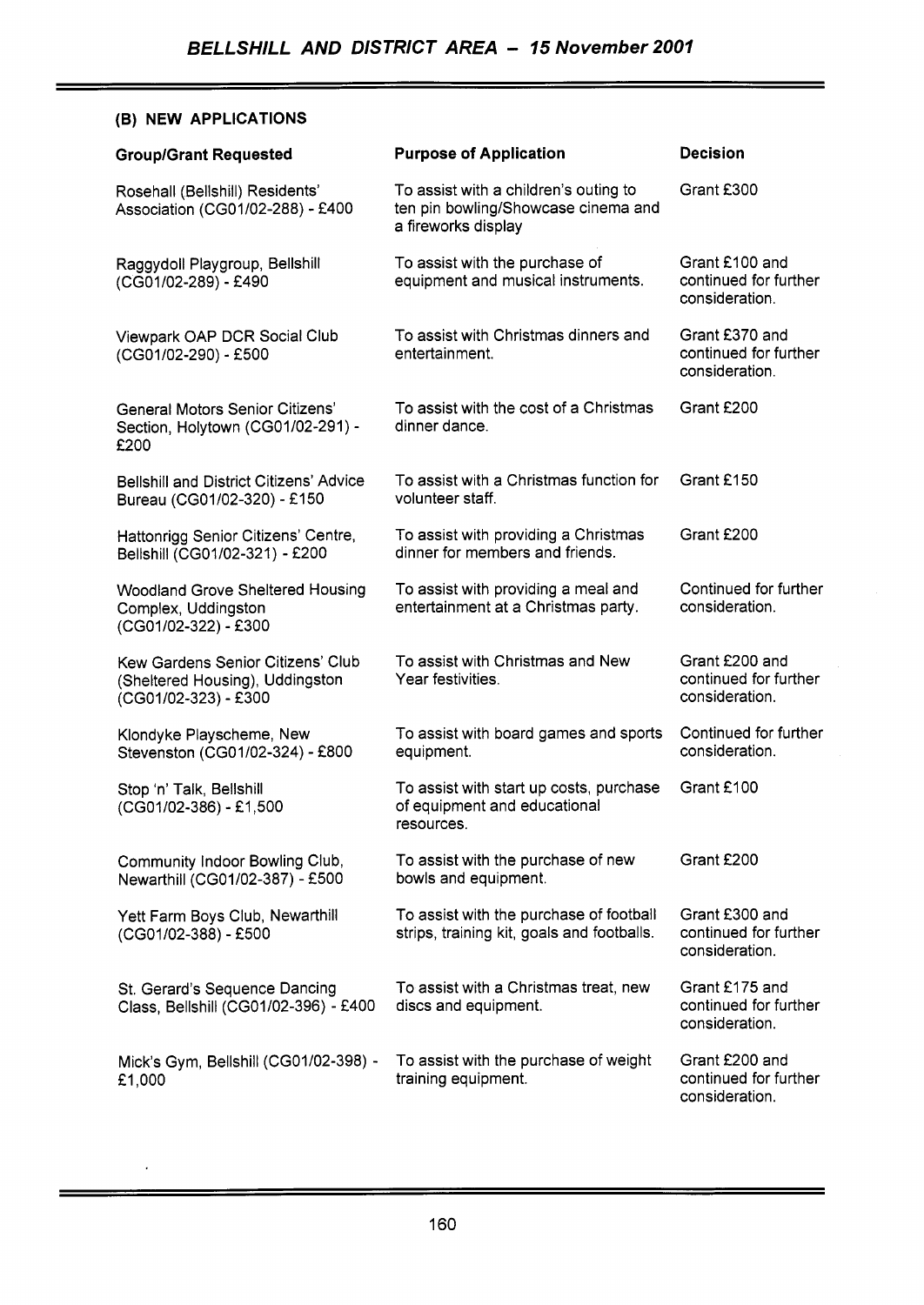### (B) NEW APPLICATIONS

| Group/Grant Requested | Purpose of Application | Decision |
|---|---|---|
| Rosehall (Bellshill) Residents' Association (CG01/02-288) - £400 | To assist with a children's outing to ten pin bowling/Showcase cinema and a fireworks display | Grant £300 |
| Raggydoll Playgroup, Bellshill (CG01/02-289) - £490 | To assist with the purchase of equipment and musical instruments. | Grant £100 and continued for further consideration. |
| Viewpark OAP DCR Social Club (CG01/02-290) - £500 | To assist with Christmas dinners and entertainment. | Grant £370 and continued for further consideration. |
| General Motors Senior Citizens' Section, Holytown (CG01/02-291) - £200 | To assist with the cost of a Christmas dinner dance. | Grant £200 |
| Bellshill and District Citizens' Advice Bureau (CG01/02-320) - £150 | To assist with a Christmas function for volunteer staff. | Grant £150 |
| Hattonrigg Senior Citizens' Centre, Bellshill (CG01/02-321) - £200 | To assist with providing a Christmas dinner for members and friends. | Grant £200 |
| Woodland Grove Sheltered Housing Complex, Uddingston (CG01/02-322) - £300 | To assist with providing a meal and entertainment at a Christmas party. | Continued for further consideration. |
| Kew Gardens Senior Citizens' Club (Sheltered Housing), Uddingston (CG01/02-323) - £300 | To assist with Christmas and New Year festivities. | Grant £200 and continued for further consideration. |
| Klondyke Playscheme, New Stevenston (CG01/02-324) - £800 | To assist with board games and sports equipment. | Continued for further consideration. |
| Stop 'n' Talk, Bellshill (CG01/02-386) - £1,500 | To assist with start up costs, purchase of equipment and educational resources. | Grant £100 |
| Community Indoor Bowling Club, Newarthill (CG01/02-387) - £500 | To assist with the purchase of new bowls and equipment. | Grant £200 |
| Yett Farm Boys Club, Newarthill (CG01/02-388) - £500 | To assist with the purchase of football strips, training kit, goals and footballs. | Grant £300 and continued for further consideration. |
| St. Gerard's Sequence Dancing Class, Bellshill (CG01/02-396) - £400 | To assist with a Christmas treat, new discs and equipment. | Grant £175 and continued for further consideration. |
| Mick's Gym, Bellshill (CG01/02-398) - £1,000 | To assist with the purchase of weight training equipment. | Grant £200 and continued for further consideration. |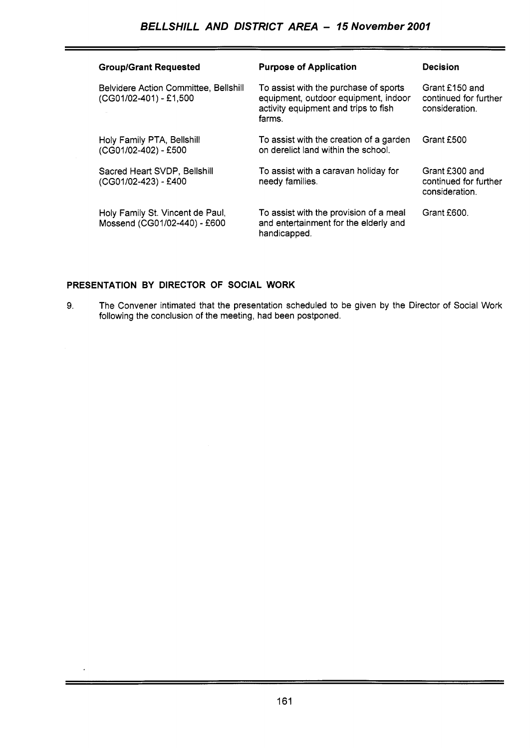| Group/Grant Requested | Purpose of Application | Decision |
|---|---|---|
| Belvidere Action Committee, Bellshill (CG01/02-401) - £1,500 | To assist with the purchase of sports equipment, outdoor equipment, indoor activity equipment and trips to fish farms. | Grant £150 and continued for further consideration. |
| Holy Family PTA, Bellshill (CG01/02-402) - £500 | To assist with the creation of a garden on derelict land within the school. | Grant £500 |
| Sacred Heart SVDP, Bellshill (CG01/02-423) - £400 | To assist with a caravan holiday for needy families. | Grant £300 and continued for further consideration. |
| Holy Family St. Vincent de Paul, Mossend (CG01/02-440) - £600 | To assist with the provision of a meal and entertainment for the elderly and handicapped. | Grant £600. |

## PRESENTATION BY DIRECTOR OF SOCIAL WORK

9. The Convener intimated that the presentation scheduled to be given by the Director of Social Work following the conclusion of the meeting, had been postponed.